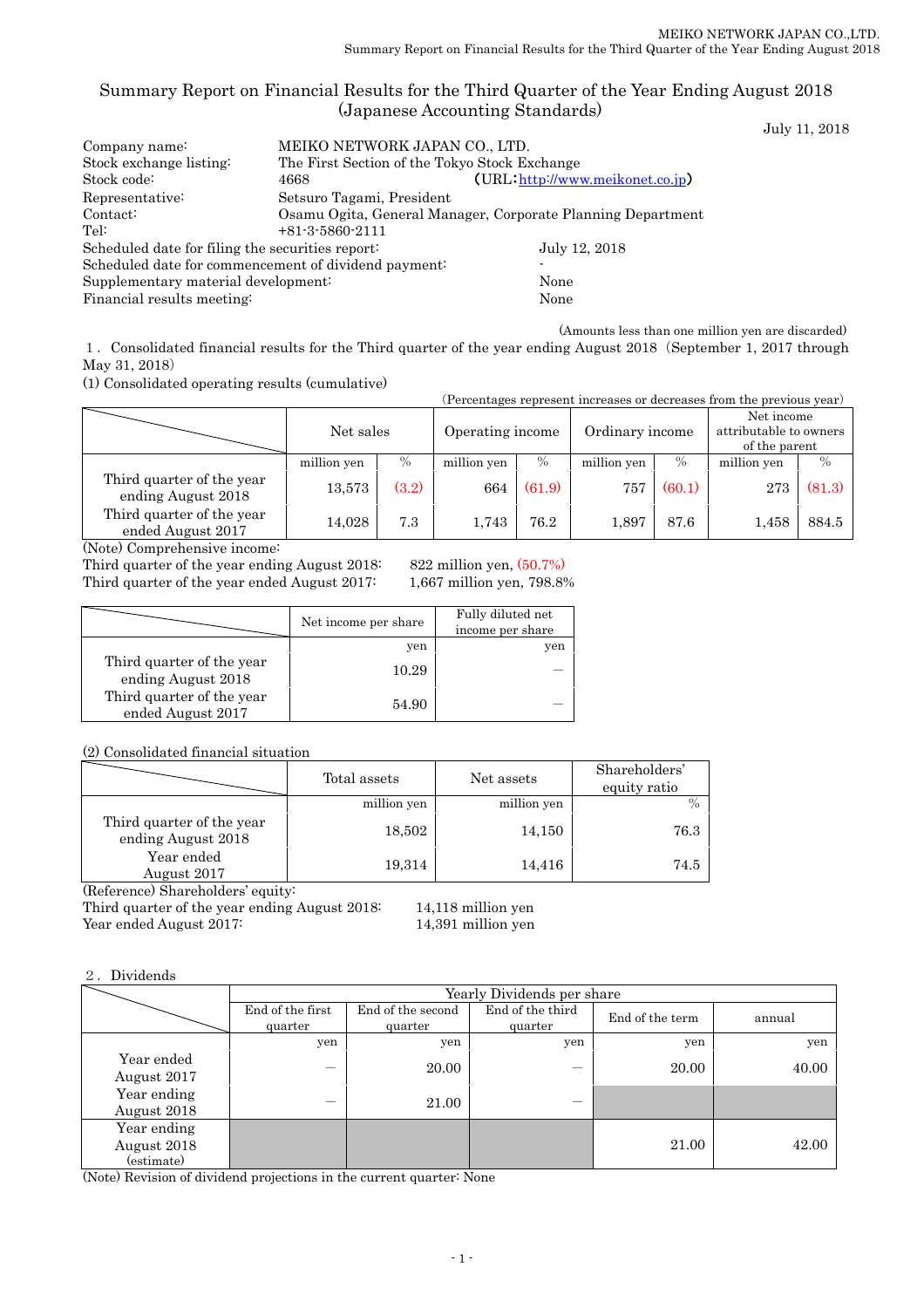# Summary Report on Financial Results for the Third Quarter of the Year Ending August 2018 (Japanese Accounting Standards)

July 11, 2018

| | | |
|---|---|---|
| Company name: | MEIKO NETWORK JAPAN CO., LTD. | |
| Stock exchange listing: | The First Section of the Tokyo Stock Exchange | |
| Stock code: | 4668 | (URL:http://www.meikonet.co.jp) |
| Representative: | Setsuro Tagami, President | |
| Contact: | Osamu Ogita, General Manager, Corporate Planning Department | |
| Tel: | +81-3-5860-2111 | |
| Scheduled date for filing the securities report: | | July 12, 2018 |
| Scheduled date for commencement of dividend payment: | | - |
| Supplementary material development: | | None |
| Financial results meeting: | | None |

(Amounts less than one million yen are discarded)

1．Consolidated financial results for the Third quarter of the year ending August 2018 (September 1, 2017 through May 31, 2018)

(1) Consolidated operating results (cumulative)

(Percentages represent increases or decreases from the previous year)

| | Net sales | | Operating income | | Ordinary income | | Net income attributable to owners of the parent | |
|---|---|---|---|---|---|---|---|---|
| | million yen | % | million yen | % | million yen | % | million yen | % |
| Third quarter of the year ending August 2018 | 13,573 | (3.2) | 664 | (61.9) | 757 | (60.1) | 273 | (81.3) |
| Third quarter of the year ended August 2017 | 14,028 | 7.3 | 1,743 | 76.2 | 1,897 | 87.6 | 1,458 | 884.5 |

(Note) Comprehensive income:
Third quarter of the year ending August 2018: 822 million yen, (50.7%)
Third quarter of the year ended August 2017: 1,667 million yen, 798.8%

| | Net income per share | Fully diluted net income per share |
|---|---|---|
| | yen | yen |
| Third quarter of the year ending August 2018 | 10.29 | — |
| Third quarter of the year ended August 2017 | 54.90 | — |

(2) Consolidated financial situation

| | Total assets | Net assets | Shareholders' equity ratio |
|---|---|---|---|
| | million yen | million yen | % |
| Third quarter of the year ending August 2018 | 18,502 | 14,150 | 76.3 |
| Year ended August 2017 | 19,314 | 14,416 | 74.5 |

(Reference) Shareholders' equity:
Third quarter of the year ending August 2018: 14,118 million yen
Year ended August 2017: 14,391 million yen

2．Dividends

| | Yearly Dividends per share | | | | |
|---|---|---|---|---|---|
| | End of the first quarter | End of the second quarter | End of the third quarter | End of the term | annual |
| | yen | yen | yen | yen | yen |
| Year ended August 2017 | — | 20.00 | — | 20.00 | 40.00 |
| Year ending August 2018 | — | 21.00 | — | | |
| Year ending August 2018 (estimate) | | | | 21.00 | 42.00 |

(Note) Revision of dividend projections in the current quarter: None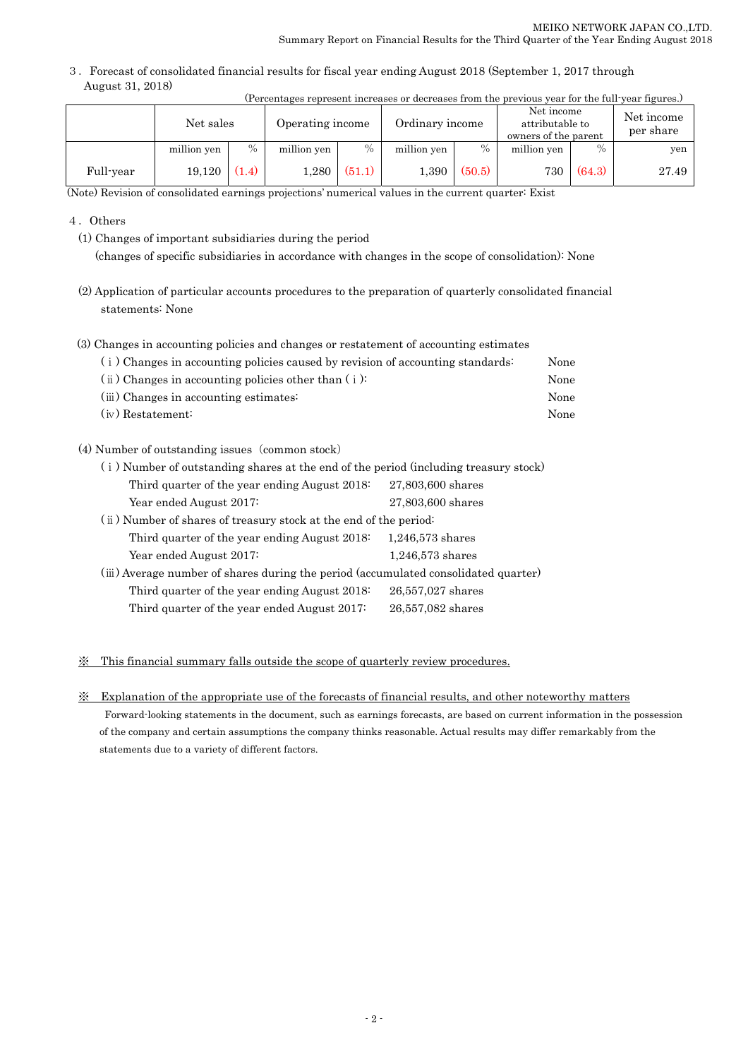3．Forecast of consolidated financial results for fiscal year ending August 2018 (September 1, 2017 through August 31, 2018)

(Percentages represent increases or decreases from the previous year for the full-year figures.)

| | Net sales | | Operating income | | Ordinary income | | Net income attributable to owners of the parent | | Net income per share |
|---|---|---|---|---|---|---|---|---|---|
| | million yen | % | million yen | % | million yen | % | million yen | % | yen |
| Full-year | 19,120 | (1.4) | 1,280 | (51.1) | 1,390 | (50.5) | 730 | (64.3) | 27.49 |

(Note) Revision of consolidated earnings projections' numerical values in the current quarter: Exist

4．Others

(1) Changes of important subsidiaries during the period
(changes of specific subsidiaries in accordance with changes in the scope of consolidation): None

(2) Application of particular accounts procedures to the preparation of quarterly consolidated financial statements: None

(3) Changes in accounting policies and changes or restatement of accounting estimates

- (ｉ) Changes in accounting policies caused by revision of accounting standards: None
- (ⅱ) Changes in accounting policies other than (ｉ): None
- (ⅲ) Changes in accounting estimates: None
- (ⅳ) Restatement: None

(4) Number of outstanding issues（common stock）

(ｉ) Number of outstanding shares at the end of the period (including treasury stock)

- Third quarter of the year ending August 2018: 27,803,600 shares
- Year ended August 2017: 27,803,600 shares

(ⅱ) Number of shares of treasury stock at the end of the period:

- Third quarter of the year ending August 2018: 1,246,573 shares
- Year ended August 2017: 1,246,573 shares

(ⅲ) Average number of shares during the period (accumulated consolidated quarter)

- Third quarter of the year ending August 2018: 26,557,027 shares
- Third quarter of the year ended August 2017: 26,557,082 shares

※ This financial summary falls outside the scope of quarterly review procedures.

※ Explanation of the appropriate use of the forecasts of financial results, and other noteworthy matters

Forward-looking statements in the document, such as earnings forecasts, are based on current information in the possession of the company and certain assumptions the company thinks reasonable. Actual results may differ remarkably from the statements due to a variety of different factors.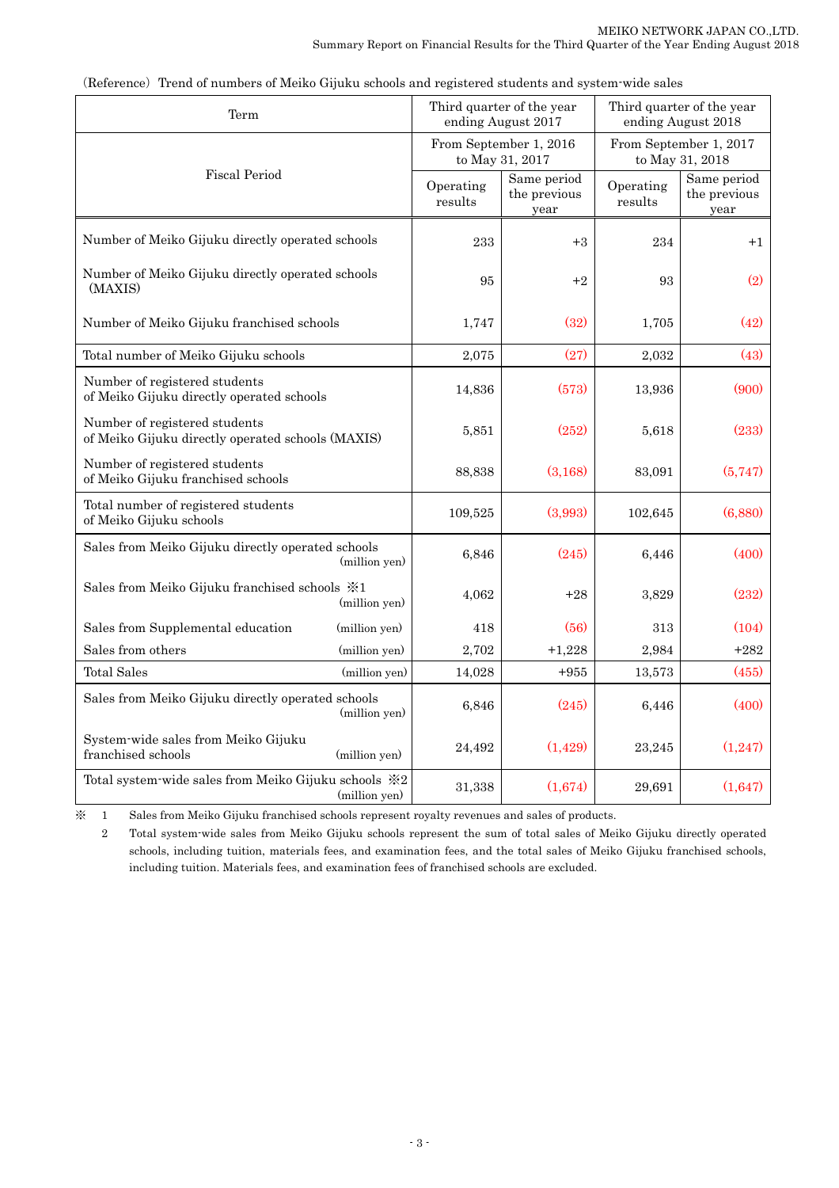（Reference）Trend of numbers of Meiko Gijuku schools and registered students and system-wide sales

| Term | Third quarter of the year ending August 2017 | | Third quarter of the year ending August 2018 | |
|---|---|---|---|---|
| Fiscal Period | From September 1, 2016 to May 31, 2017 | | From September 1, 2017 to May 31, 2018 | |
| | Operating results | Same period the previous year | Operating results | Same period the previous year |
| Number of Meiko Gijuku directly operated schools | 233 | +3 | 234 | +1 |
| Number of Meiko Gijuku directly operated schools (MAXIS) | 95 | +2 | 93 | (2) |
| Number of Meiko Gijuku franchised schools | 1,747 | (32) | 1,705 | (42) |
| Total number of Meiko Gijuku schools | 2,075 | (27) | 2,032 | (43) |
| Number of registered students of Meiko Gijuku directly operated schools | 14,836 | (573) | 13,936 | (900) |
| Number of registered students of Meiko Gijuku directly operated schools (MAXIS) | 5,851 | (252) | 5,618 | (233) |
| Number of registered students of Meiko Gijuku franchised schools | 88,838 | (3,168) | 83,091 | (5,747) |
| Total number of registered students of Meiko Gijuku schools | 109,525 | (3,993) | 102,645 | (6,880) |
| Sales from Meiko Gijuku directly operated schools (million yen) | 6,846 | (245) | 6,446 | (400) |
| Sales from Meiko Gijuku franchised schools ※1 (million yen) | 4,062 | +28 | 3,829 | (232) |
| Sales from Supplemental education (million yen) | 418 | (56) | 313 | (104) |
| Sales from others (million yen) | 2,702 | +1,228 | 2,984 | +282 |
| Total Sales (million yen) | 14,028 | +955 | 13,573 | (455) |
| Sales from Meiko Gijuku directly operated schools (million yen) | 6,846 | (245) | 6,446 | (400) |
| System-wide sales from Meiko Gijuku franchised schools (million yen) | 24,492 | (1,429) | 23,245 | (1,247) |
| Total system-wide sales from Meiko Gijuku schools ※2 (million yen) | 31,338 | (1,674) | 29,691 | (1,647) |

※ 1 Sales from Meiko Gijuku franchised schools represent royalty revenues and sales of products.

2 Total system-wide sales from Meiko Gijuku schools represent the sum of total sales of Meiko Gijuku directly operated schools, including tuition, materials fees, and examination fees, and the total sales of Meiko Gijuku franchised schools, including tuition. Materials fees, and examination fees of franchised schools are excluded.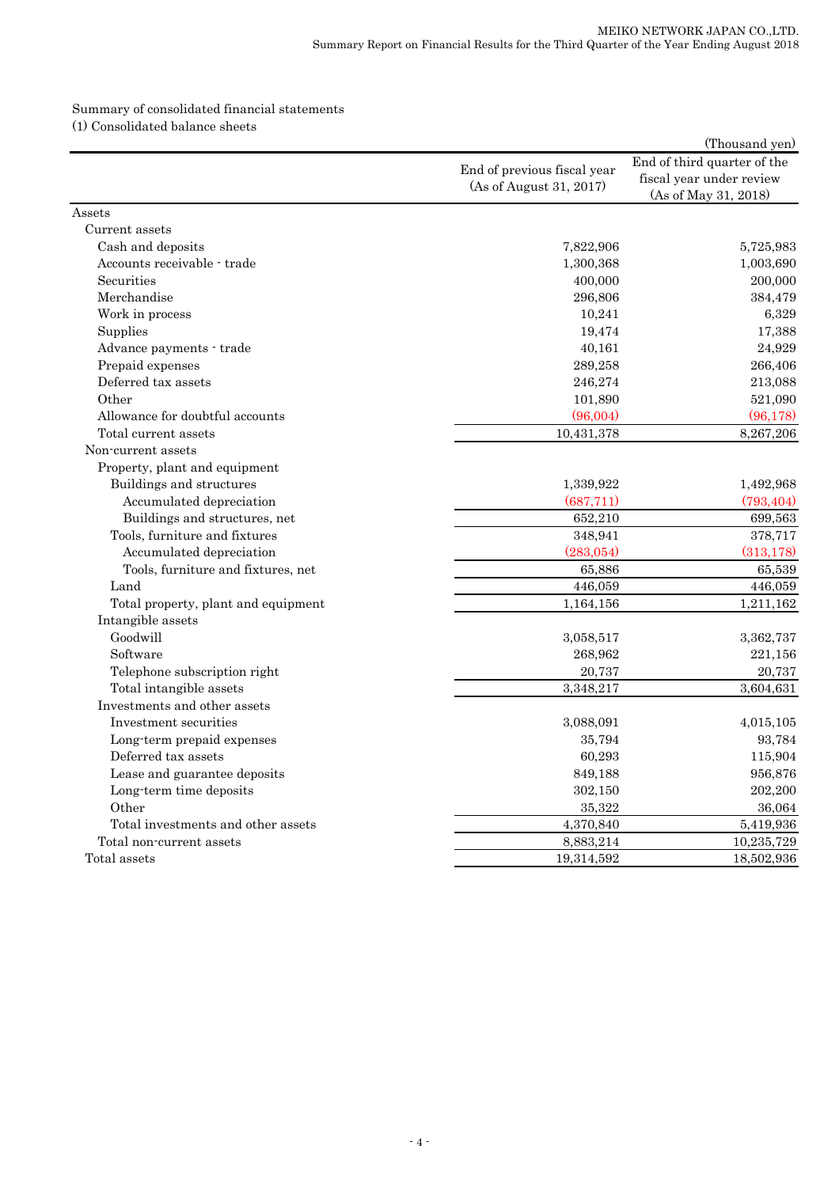Summary of consolidated financial statements

(1) Consolidated balance sheets

(Thousand yen)

| | End of previous fiscal year (As of August 31, 2017) | End of third quarter of the fiscal year under review (As of May 31, 2018) |
|---|---|---|
| Assets | | |
| Current assets | | |
| Cash and deposits | 7,822,906 | 5,725,983 |
| Accounts receivable - trade | 1,300,368 | 1,003,690 |
| Securities | 400,000 | 200,000 |
| Merchandise | 296,806 | 384,479 |
| Work in process | 10,241 | 6,329 |
| Supplies | 19,474 | 17,388 |
| Advance payments - trade | 40,161 | 24,929 |
| Prepaid expenses | 289,258 | 266,406 |
| Deferred tax assets | 246,274 | 213,088 |
| Other | 101,890 | 521,090 |
| Allowance for doubtful accounts | (96,004) | (96,178) |
| Total current assets | 10,431,378 | 8,267,206 |
| Non-current assets | | |
| Property, plant and equipment | | |
| Buildings and structures | 1,339,922 | 1,492,968 |
| Accumulated depreciation | (687,711) | (793,404) |
| Buildings and structures, net | 652,210 | 699,563 |
| Tools, furniture and fixtures | 348,941 | 378,717 |
| Accumulated depreciation | (283,054) | (313,178) |
| Tools, furniture and fixtures, net | 65,886 | 65,539 |
| Land | 446,059 | 446,059 |
| Total property, plant and equipment | 1,164,156 | 1,211,162 |
| Intangible assets | | |
| Goodwill | 3,058,517 | 3,362,737 |
| Software | 268,962 | 221,156 |
| Telephone subscription right | 20,737 | 20,737 |
| Total intangible assets | 3,348,217 | 3,604,631 |
| Investments and other assets | | |
| Investment securities | 3,088,091 | 4,015,105 |
| Long-term prepaid expenses | 35,794 | 93,784 |
| Deferred tax assets | 60,293 | 115,904 |
| Lease and guarantee deposits | 849,188 | 956,876 |
| Long-term time deposits | 302,150 | 202,200 |
| Other | 35,322 | 36,064 |
| Total investments and other assets | 4,370,840 | 5,419,936 |
| Total non-current assets | 8,883,214 | 10,235,729 |
| Total assets | 19,314,592 | 18,502,936 |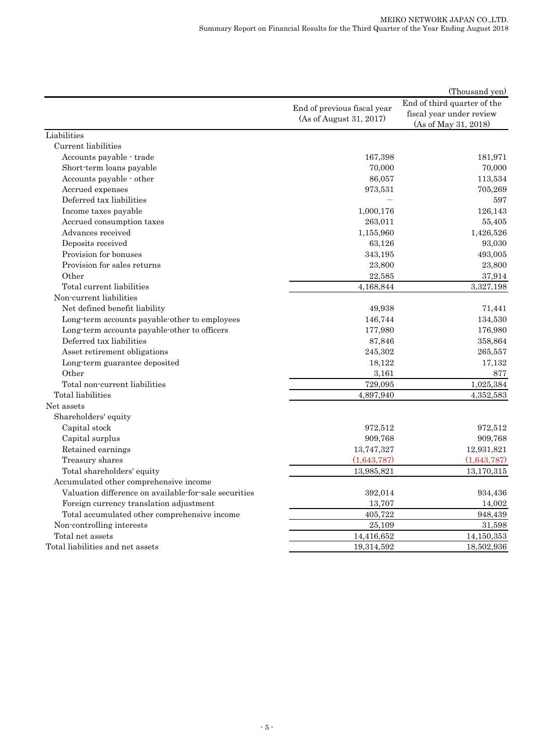(Thousand yen)

| | End of previous fiscal year (As of August 31, 2017) | End of third quarter of the fiscal year under review (As of May 31, 2018) |
|---|---|---|
| Liabilities | | |
| Current liabilities | | |
| Accounts payable - trade | 167,398 | 181,971 |
| Short-term loans payable | 70,000 | 70,000 |
| Accounts payable - other | 86,057 | 113,534 |
| Accrued expenses | 973,531 | 705,269 |
| Deferred tax liabilities | — | 597 |
| Income taxes payable | 1,000,176 | 126,143 |
| Accrued consumption taxes | 263,011 | 55,405 |
| Advances received | 1,155,960 | 1,426,526 |
| Deposits received | 63,126 | 93,030 |
| Provision for bonuses | 343,195 | 493,005 |
| Provision for sales returns | 23,800 | 23,800 |
| Other | 22,585 | 37,914 |
| Total current liabilities | 4,168,844 | 3,327,198 |
| Non-current liabilities | | |
| Net defined benefit liability | 49,938 | 71,441 |
| Long-term accounts payable-other to employees | 146,744 | 134,530 |
| Long-term accounts payable-other to officers | 177,980 | 176,980 |
| Deferred tax liabilities | 87,846 | 358,864 |
| Asset retirement obligations | 245,302 | 265,557 |
| Long-term guarantee deposited | 18,122 | 17,132 |
| Other | 3,161 | 877 |
| Total non-current liabilities | 729,095 | 1,025,384 |
| Total liabilities | 4,897,940 | 4,352,583 |
| Net assets | | |
| Shareholders' equity | | |
| Capital stock | 972,512 | 972,512 |
| Capital surplus | 909,768 | 909,768 |
| Retained earnings | 13,747,327 | 12,931,821 |
| Treasury shares | (1,643,787) | (1,643,787) |
| Total shareholders' equity | 13,985,821 | 13,170,315 |
| Accumulated other comprehensive income | | |
| Valuation difference on available-for-sale securities | 392,014 | 934,436 |
| Foreign currency translation adjustment | 13,707 | 14,002 |
| Total accumulated other comprehensive income | 405,722 | 948,439 |
| Non-controlling interests | 25,109 | 31,598 |
| Total net assets | 14,416,652 | 14,150,353 |
| Total liabilities and net assets | 19,314,592 | 18,502,936 |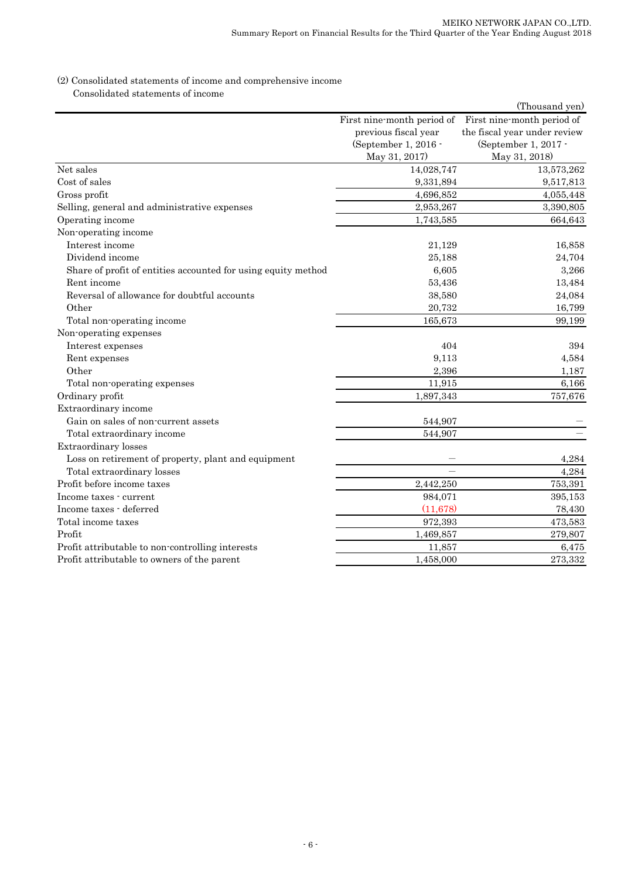(2) Consolidated statements of income and comprehensive income

Consolidated statements of income

(Thousand yen)

| | First nine-month period of previous fiscal year (September 1, 2016 - May 31, 2017) | First nine-month period of the fiscal year under review (September 1, 2017 - May 31, 2018) |
|---|---|---|
| Net sales | 14,028,747 | 13,573,262 |
| Cost of sales | 9,331,894 | 9,517,813 |
| Gross profit | 4,696,852 | 4,055,448 |
| Selling, general and administrative expenses | 2,953,267 | 3,390,805 |
| Operating income | 1,743,585 | 664,643 |
| Non-operating income | | |
| Interest income | 21,129 | 16,858 |
| Dividend income | 25,188 | 24,704 |
| Share of profit of entities accounted for using equity method | 6,605 | 3,266 |
| Rent income | 53,436 | 13,484 |
| Reversal of allowance for doubtful accounts | 38,580 | 24,084 |
| Other | 20,732 | 16,799 |
| Total non-operating income | 165,673 | 99,199 |
| Non-operating expenses | | |
| Interest expenses | 404 | 394 |
| Rent expenses | 9,113 | 4,584 |
| Other | 2,396 | 1,187 |
| Total non-operating expenses | 11,915 | 6,166 |
| Ordinary profit | 1,897,343 | 757,676 |
| Extraordinary income | | |
| Gain on sales of non-current assets | 544,907 | — |
| Total extraordinary income | 544,907 | — |
| Extraordinary losses | | |
| Loss on retirement of property, plant and equipment | — | 4,284 |
| Total extraordinary losses | — | 4,284 |
| Profit before income taxes | 2,442,250 | 753,391 |
| Income taxes - current | 984,071 | 395,153 |
| Income taxes - deferred | (11,678) | 78,430 |
| Total income taxes | 972,393 | 473,583 |
| Profit | 1,469,857 | 279,807 |
| Profit attributable to non-controlling interests | 11,857 | 6,475 |
| Profit attributable to owners of the parent | 1,458,000 | 273,332 |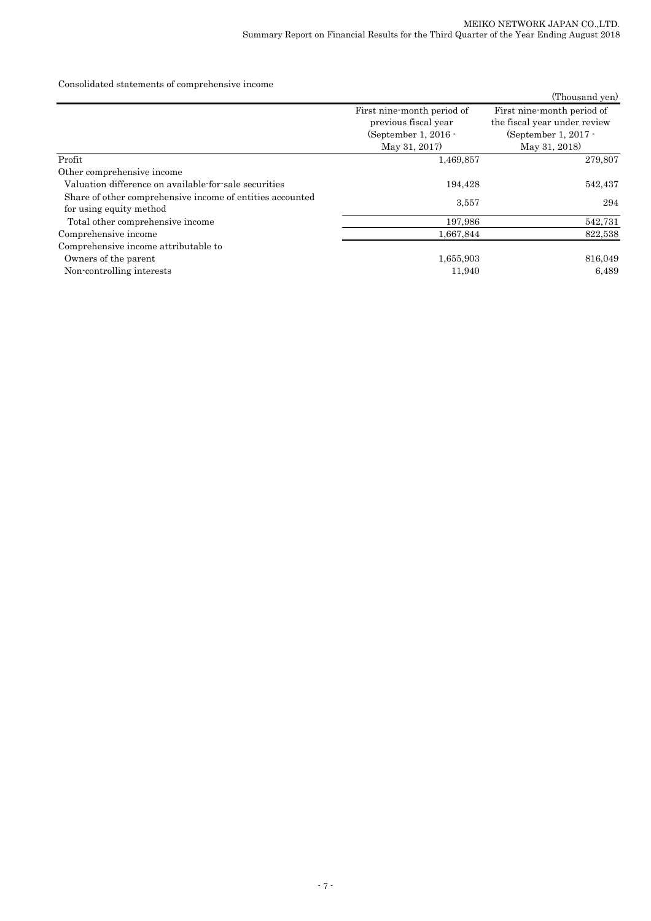Consolidated statements of comprehensive income

(Thousand yen)

| | First nine-month period of previous fiscal year (September 1, 2016 - May 31, 2017) | First nine-month period of the fiscal year under review (September 1, 2017 - May 31, 2018) |
|---|---|---|
| Profit | 1,469,857 | 279,807 |
| Other comprehensive income | | |
| Valuation difference on available-for-sale securities | 194,428 | 542,437 |
| Share of other comprehensive income of entities accounted for using equity method | 3,557 | 294 |
| Total other comprehensive income | 197,986 | 542,731 |
| Comprehensive income | 1,667,844 | 822,538 |
| Comprehensive income attributable to | | |
| Owners of the parent | 1,655,903 | 816,049 |
| Non-controlling interests | 11,940 | 6,489 |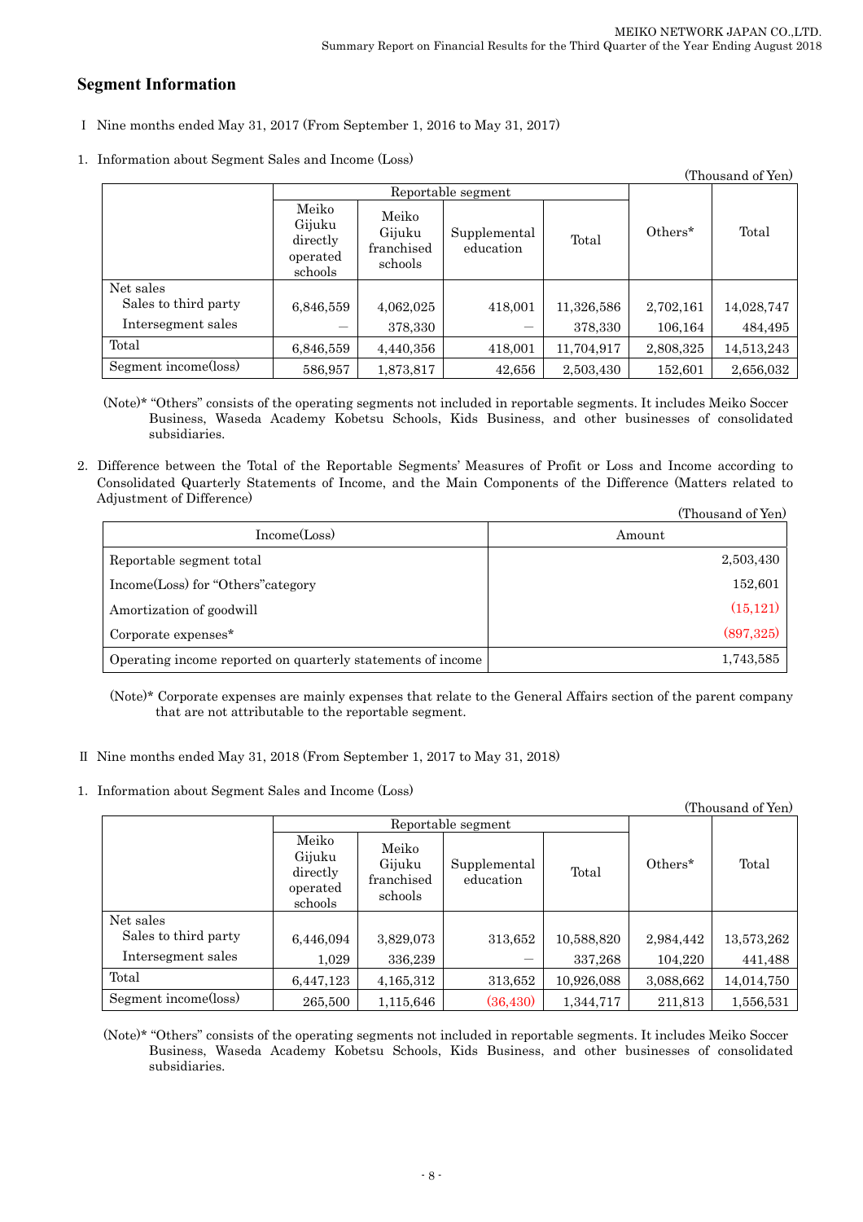## Segment Information

Ⅰ Nine months ended May 31, 2017 (From September 1, 2016 to May 31, 2017)

1. Information about Segment Sales and Income (Loss)

(Thousand of Yen)

| | Reportable segment | | | | Others* | Total |
|---|---|---|---|---|---|---|
| | Meiko Gijuku directly operated schools | Meiko Gijuku franchised schools | Supplemental education | Total | | |
| Net sales | | | | | | |
| Sales to third party | 6,846,559 | 4,062,025 | 418,001 | 11,326,586 | 2,702,161 | 14,028,747 |
| Intersegment sales | — | 378,330 | — | 378,330 | 106,164 | 484,495 |
| Total | 6,846,559 | 4,440,356 | 418,001 | 11,704,917 | 2,808,325 | 14,513,243 |
| Segment income(loss) | 586,957 | 1,873,817 | 42,656 | 2,503,430 | 152,601 | 2,656,032 |

(Note)* "Others" consists of the operating segments not included in reportable segments. It includes Meiko Soccer Business, Waseda Academy Kobetsu Schools, Kids Business, and other businesses of consolidated subsidiaries.

2. Difference between the Total of the Reportable Segments' Measures of Profit or Loss and Income according to Consolidated Quarterly Statements of Income, and the Main Components of the Difference (Matters related to Adjustment of Difference)

(Thousand of Yen)

| Income(Loss) | Amount |
|---|---|
| Reportable segment total | 2,503,430 |
| Income(Loss) for "Others"category | 152,601 |
| Amortization of goodwill | (15,121) |
| Corporate expenses* | (897,325) |
| Operating income reported on quarterly statements of income | 1,743,585 |

(Note)* Corporate expenses are mainly expenses that relate to the General Affairs section of the parent company that are not attributable to the reportable segment.

Ⅱ Nine months ended May 31, 2018 (From September 1, 2017 to May 31, 2018)

1. Information about Segment Sales and Income (Loss)

(Thousand of Yen)

| | Reportable segment | | | | Others* | Total |
|---|---|---|---|---|---|---|
| | Meiko Gijuku directly operated schools | Meiko Gijuku franchised schools | Supplemental education | Total | | |
| Net sales | | | | | | |
| Sales to third party | 6,446,094 | 3,829,073 | 313,652 | 10,588,820 | 2,984,442 | 13,573,262 |
| Intersegment sales | 1,029 | 336,239 | — | 337,268 | 104,220 | 441,488 |
| Total | 6,447,123 | 4,165,312 | 313,652 | 10,926,088 | 3,088,662 | 14,014,750 |
| Segment income(loss) | 265,500 | 1,115,646 | (36,430) | 1,344,717 | 211,813 | 1,556,531 |

(Note)* "Others" consists of the operating segments not included in reportable segments. It includes Meiko Soccer Business, Waseda Academy Kobetsu Schools, Kids Business, and other businesses of consolidated subsidiaries.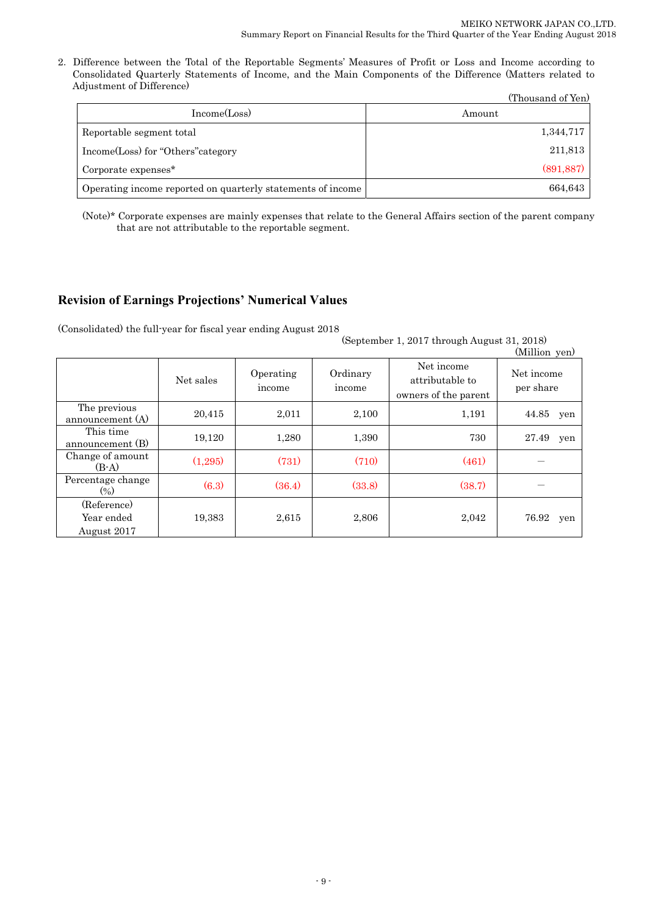2. Difference between the Total of the Reportable Segments' Measures of Profit or Loss and Income according to Consolidated Quarterly Statements of Income, and the Main Components of the Difference (Matters related to Adjustment of Difference)

(Thousand of Yen)

| Income(Loss) | Amount |
|---|---|
| Reportable segment total | 1,344,717 |
| Income(Loss) for "Others"category | 211,813 |
| Corporate expenses* | (891,887) |
| Operating income reported on quarterly statements of income | 664,643 |

(Note)* Corporate expenses are mainly expenses that relate to the General Affairs section of the parent company that are not attributable to the reportable segment.

## Revision of Earnings Projections' Numerical Values

(Consolidated) the full-year for fiscal year ending August 2018

(September 1, 2017 through August 31, 2018)

(Million yen)

| | Net sales | Operating income | Ordinary income | Net income attributable to owners of the parent | Net income per share |
|---|---|---|---|---|---|
| The previous announcement (A) | 20,415 | 2,011 | 2,100 | 1,191 | 44.85 yen |
| This time announcement (B) | 19,120 | 1,280 | 1,390 | 730 | 27.49 yen |
| Change of amount (B-A) | (1,295) | (731) | (710) | (461) | ― |
| Percentage change (%) | (6.3) | (36.4) | (33.8) | (38.7) | ― |
| (Reference) Year ended August 2017 | 19,383 | 2,615 | 2,806 | 2,042 | 76.92 yen |